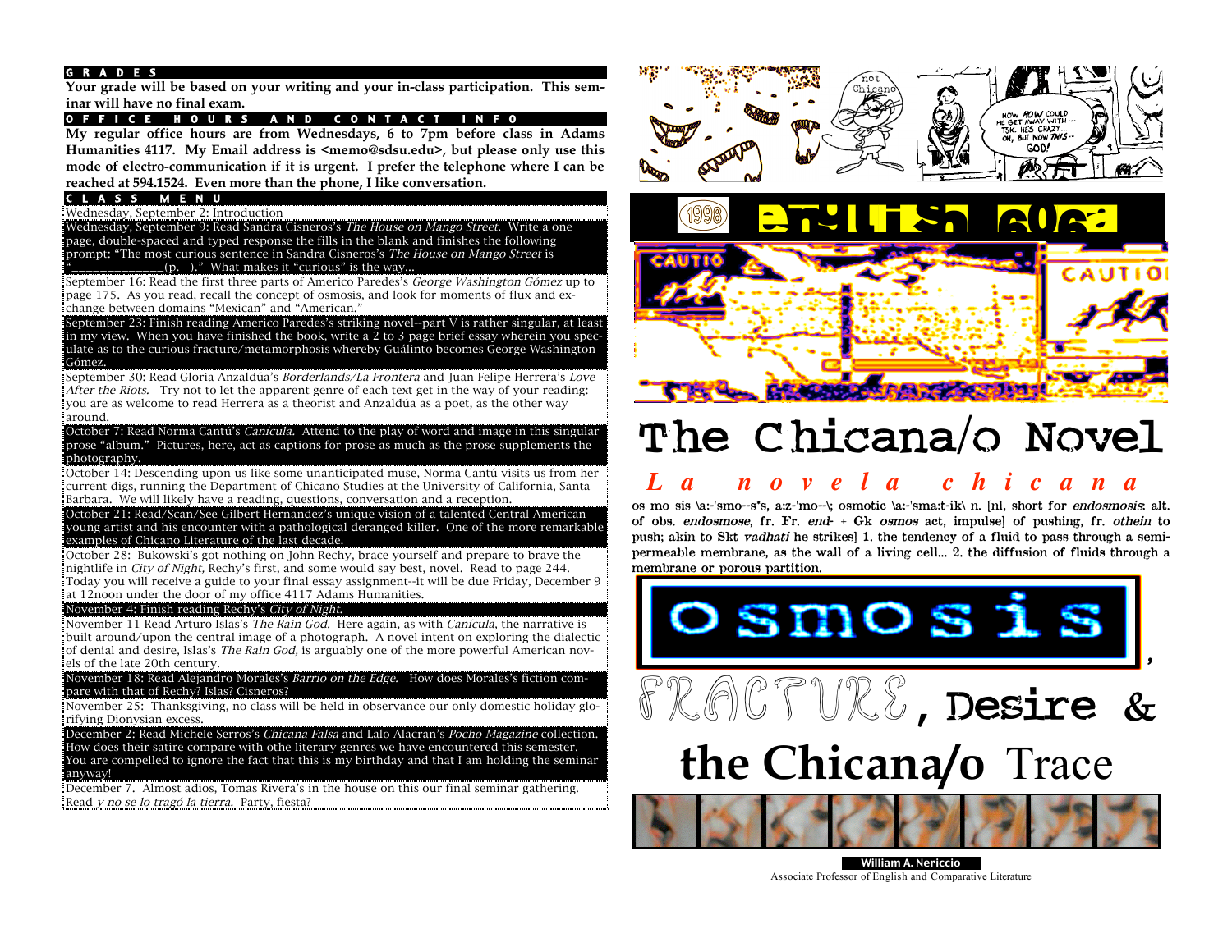## G R A D E S

**Your grade will be based on your writing and your in-class participation. This seminar will have no final exam.**

## O F F I C E   H O U R S   A N D   C O N T A C T   I N F O

**My regular office hours are from Wednesdays, 6 to 7pm before class in Adams Humanities 4117. My Email address is <memo@sdsu.edu>, but please only use this mode of electro-communication if it is urgent. I prefer the telephone where I can be reached at 594.1524. Even more than the phone, I like conversation.**

## C L A S S   M E N U

Wednesday, September 2: Introduction

Wednesday, September 9: Read Sandra Cisneros's *The House on Mango Street*. Write a one page, double-spaced and typed response the fills in the blank and finishes the following prompt: "The most curious sentence in Sandra Cisneros's *The House on Mango Street* is "______________(p. )." What makes it "curious" is the way...

September 16: Read the first three parts of Americo Paredes's *George Washington Gómez* up to page 175. As you read, recall the concept of osmosis, and look for moments of flux and exchange between domains "Mexican" and "American."

September 23: Finish reading Americo Paredes's striking novel--part V is rather singular, at least in my view. When you have finished the book, write a 2 to 3 page brief essay wherein you speculate as to the curious fracture/metamorphosis whereby Guálinto becomes George Washington Gómez.

September 30: Read Gloria Anzaldúa's *Borderlands/La Frontera* and Juan Felipe Herrera's *Love After the Riots*. Try not to let the apparent genre of each text get in the way of your reading: you are as welcome to read Herrera as a theorist and Anzaldúa as a poet, as the other way around.

October 7: Read Norma Cantú's *Canícula*. Attend to the play of word and image in this singular prose "album." Pictures, here, act as captions for prose as much as the prose supplements the photography.

October 14: Descending upon us like some unanticipated muse, Norma Cantú visits us from her current digs, running the Department of Chicano Studies at the University of California, Santa Barbara. We will likely have a reading, questions, conversation and a reception.

October 21: Read/Scan/See Gilbert Hernandez's unique vision of a talented Central American young artist and his encounter with a pathological deranged killer. One of the more remarkable examples of Chicano Literature of the last decade.

October 28: Bukowski's got nothing on John Rechy, brace yourself and prepare to brave the nightlife in *City of Night*, Rechy's first, and some would say best, novel. Read to page 244. Today you will receive a guide to your final essay assignment--it will be due Friday, December 9 at 12noon under the door of my office 4117 Adams Humanities.

November 4: Finish reading Rechy's *City of Night*.

November 11 Read Arturo Islas's *The Rain God*. Here again, as with *Canicula*, the narrative is built around/upon the central image of a photograph. A novel intent on exploring the dialectic of denial and desire, Islas's *The Rain God*, is arguably one of the more powerful American novels of the late 20th century.

November 18: Read Alejandro Morales's *Barrio on the Edge*. How does Morales's fiction compare with that of Rechy? Islas? Cisneros?

November 25: Thanksgiving, no class will be held in observance our only domestic holiday glorifying Dionysian excess.

December 2: Read Michele Serros's *Chicana Falsa* and Lalo Alacran's *Pocho Magazine* collection. How does their satire compare with othe literary genres we have encountered this semester. You are compelled to ignore the fact that this is my birthday and that I am holding the seminar anyway!

December 7. Almost adios, Tomas Rivera's in the house on this our final seminar gathering. Read *y no se lo tragó la tierra*. Party, fiesta?

1998 english 606a

# The Chicana/o Novel

## *L a   n o v e l a   c h i c a n a*

os mo sis \a:-'smo--s's, a:z-'mo--\; osmotic \a:-'sma:t-ik\ n. [nl, short for *endosmosis*: alt. of obs. *endosmose*, fr. Fr. *end-* + Gk *osmos* act, impulse] of pushing, fr. *othein* to push; akin to Skt *vadhati* he strikes] 1. the tendency of a fluid to pass through a semipermeable membrane, as the wall of a living cell... 2. the diffusion of fluids through a membrane or porous partition.

# osmosis, FRACTURE, Desire & the Chicana/o Trace

**William A. Nericcio**
Associate Professor of English and Comparative Literature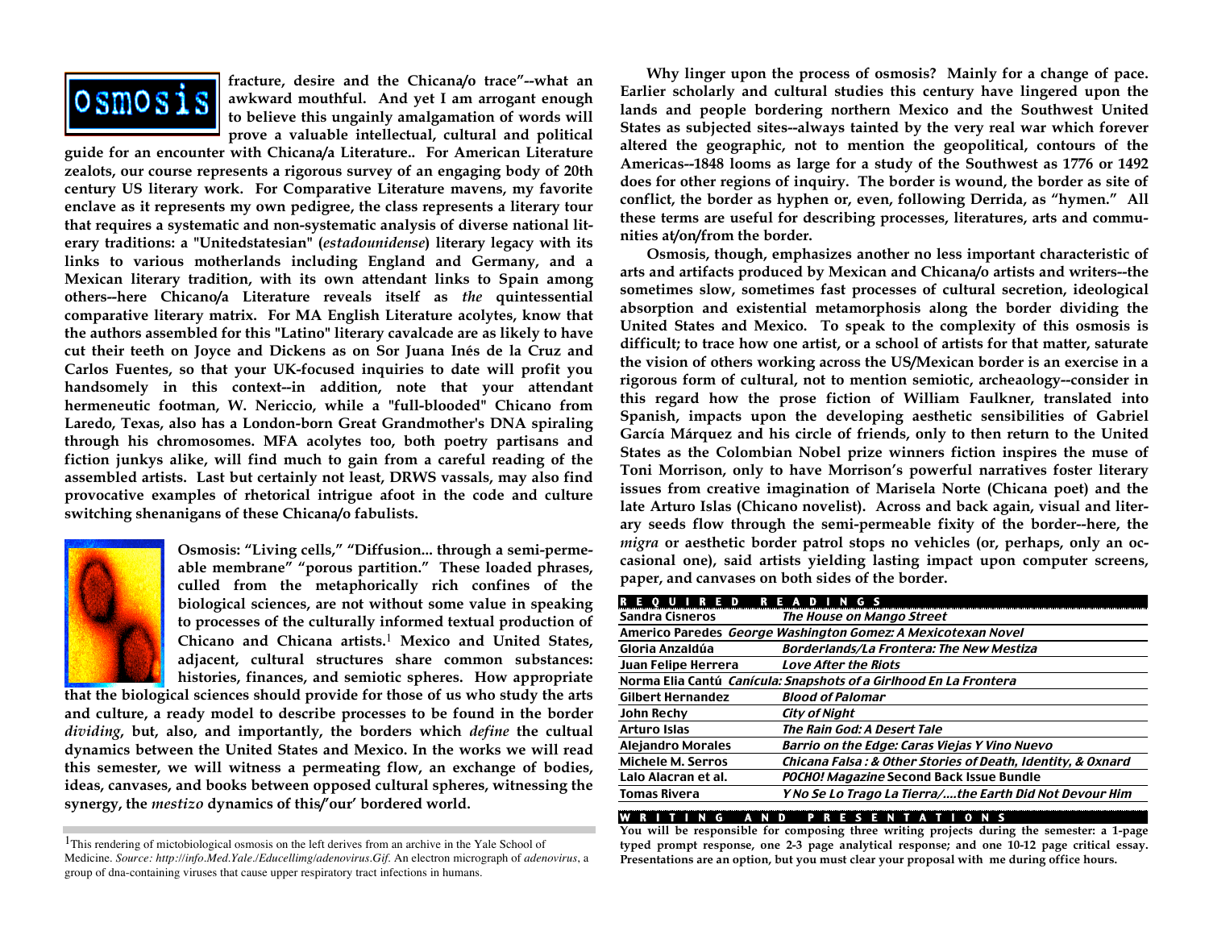fracture, desire and the Chicana/o trace"--what an awkward mouthful. And yet I am arrogant enough to believe this ungainly amalgamation of words will prove a valuable intellectual, cultural and political guide for an encounter with Chicana/a Literature.. For American Literature zealots, our course represents a rigorous survey of an engaging body of 20th century US literary work. For Comparative Literature mavens, my favorite enclave as it represents my own pedigree, the class represents a literary tour that requires a systematic and non-systematic analysis of diverse national literary traditions: a "Unitedstatesian" (*estadounidense*) literary legacy with its links to various motherlands including England and Germany, and a Mexican literary tradition, with its own attendant links to Spain among others--here Chicano/a Literature reveals itself as *the* quintessential comparative literary matrix. For MA English Literature acolytes, know that the authors assembled for this "Latino" literary cavalcade are as likely to have cut their teeth on Joyce and Dickens as on Sor Juana Inés de la Cruz and Carlos Fuentes, so that your UK-focused inquiries to date will profit you handsomely in this context--in addition, note that your attendant hermeneutic footman, W. Nericcio, while a "full-blooded" Chicano from Laredo, Texas, also has a London-born Great Grandmother's DNA spiraling through his chromosomes. MFA acolytes too, both poetry partisans and fiction junkys alike, will find much to gain from a careful reading of the assembled artists. Last but certainly not least, DRWS vassals, may also find provocative examples of rhetorical intrigue afoot in the code and culture switching shenanigans of these Chicana/o fabulists.

Osmosis: "Living cells," "Diffusion... through a semi-permeable membrane" "porous partition." These loaded phrases, culled from the metaphorically rich confines of the biological sciences, are not without some value in speaking to processes of the culturally informed textual production of Chicano and Chicana artists.[1] Mexico and United States, adjacent, cultural structures share common substances: histories, finances, and semiotic spheres. How appropriate that the biological sciences should provide for those of us who study the arts and culture, a ready model to describe processes to be found in the border *dividing*, but, also, and importantly, the borders which *define* the cultural dynamics between the United States and Mexico. In the works we will read this semester, we will witness a permeating flow, an exchange of bodies, ideas, canvases, and books between opposed cultural spheres, witnessing the synergy, the *mestizo* dynamics of this/'our' bordered world.

Why linger upon the process of osmosis? Mainly for a change of pace. Earlier scholarly and cultural studies this century have lingered upon the lands and people bordering northern Mexico and the Southwest United States as subjected sites--always tainted by the very real war which forever altered the geographic, not to mention the geopolitical, contours of the Americas--1848 looms as large for a study of the Southwest as 1776 or 1492 does for other regions of inquiry. The border is wound, the border as site of conflict, the border as hyphen or, even, following Derrida, as "hymen." All these terms are useful for describing processes, literatures, arts and communities at/on/from the border.

Osmosis, though, emphasizes another no less important characteristic of arts and artifacts produced by Mexican and Chicana/o artists and writers--the sometimes slow, sometimes fast processes of cultural secretion, ideological absorption and existential metamorphosis along the border dividing the United States and Mexico. To speak to the complexity of this osmosis is difficult; to trace how one artist, or a school of artists for that matter, saturate the vision of others working across the US/Mexican border is an exercise in a rigorous form of cultural, not to mention semiotic, archeaology--consider in this regard how the prose fiction of William Faulkner, translated into Spanish, impacts upon the developing aesthetic sensibilities of Gabriel García Márquez and his circle of friends, only to then return to the United States as the Colombian Nobel prize winners fiction inspires the muse of Toni Morrison, only to have Morrison's powerful narratives foster literary issues from creative imagination of Marisela Norte (Chicana poet) and the late Arturo Islas (Chicano novelist). Across and back again, visual and literary seeds flow through the semi-permeable fixity of the border--here, the *migra* or aesthetic border patrol stops no vehicles (or, perhaps, only an occasional one), said artists yielding lasting impact upon computer screens, paper, and canvases on both sides of the border.

## REQUIRED READINGS

| | |
|---|---|
| Sandra Cisneros | *The House on Mango Street* |
| Americo Paredes | *George Washington Gomez: A Mexicotexan Novel* |
| Gloria Anzaldúa | *Borderlands/La Frontera: The New Mestiza* |
| Juan Felipe Herrera | *Love After the Riots* |
| Norma Elia Cantú | *Canícula: Snapshots of a Girlhood En La Frontera* |
| Gilbert Hernandez | *Blood of Palomar* |
| John Rechy | *City of Night* |
| Arturo Islas | *The Rain God: A Desert Tale* |
| Alejandro Morales | *Barrio on the Edge: Caras Viejas Y Vino Nuevo* |
| Michele M. Serros | *Chicana Falsa : & Other Stories of Death, Identity, & Oxnard* |
| Lalo Alacran et al. | *POCHO! Magazine* Second Back Issue Bundle |
| Tomas Rivera | *Y No Se Lo Trago La Tierra/....the Earth Did Not Devour Him* |

## WRITING AND PRESENTATIONS

You will be responsible for composing three writing projects during the semester: a 1-page typed prompt response, one 2-3 page analytical response; and one 10-12 page critical essay. Presentations are an option, but you must clear your proposal with me during office hours.

---

[1] This rendering of mictobiological osmosis on the left derives from an archive in the Yale School of Medicine. *Source: http://info.Med.Yale./Educellimg/adenovirus.Gif.* An electron micrograph of *adenovirus*, a group of dna-containing viruses that cause upper respiratory tract infections in humans.